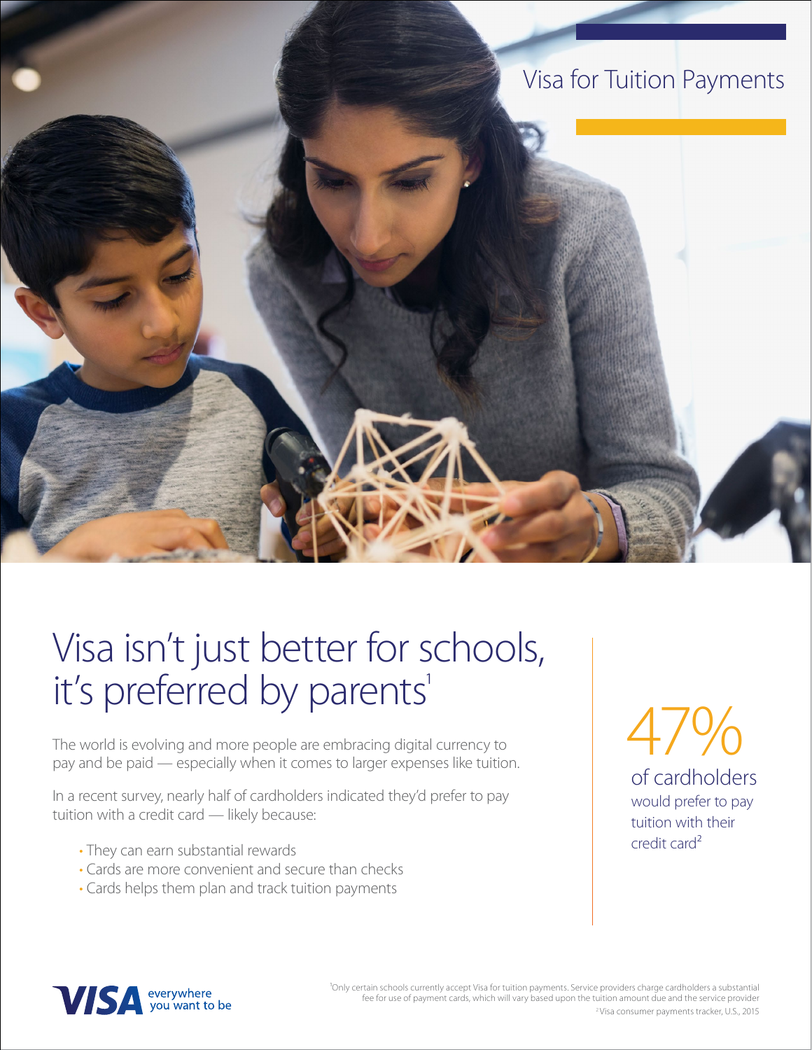Visa for Tuition Payments

# Visa isn't just better for schools, it's preferred by parents[1]

The world is evolving and more people are embracing digital currency to pay and be paid — especially when it comes to larger expenses like tuition.

In a recent survey, nearly half of cardholders indicated they'd prefer to pay tuition with a credit card — likely because:

- They can earn substantial rewards
- Cards are more convenient and secure than checks
- Cards helps them plan and track tuition payments

47%

of cardholders would prefer to pay tuition with their credit card[2]

VISA everywhere you want to be

[1]Only certain schools currently accept Visa for tuition payments. Service providers charge cardholders a substantial fee for use of payment cards, which will vary based upon the tuition amount due and the service provider

[2]Visa consumer payments tracker, U.S., 2015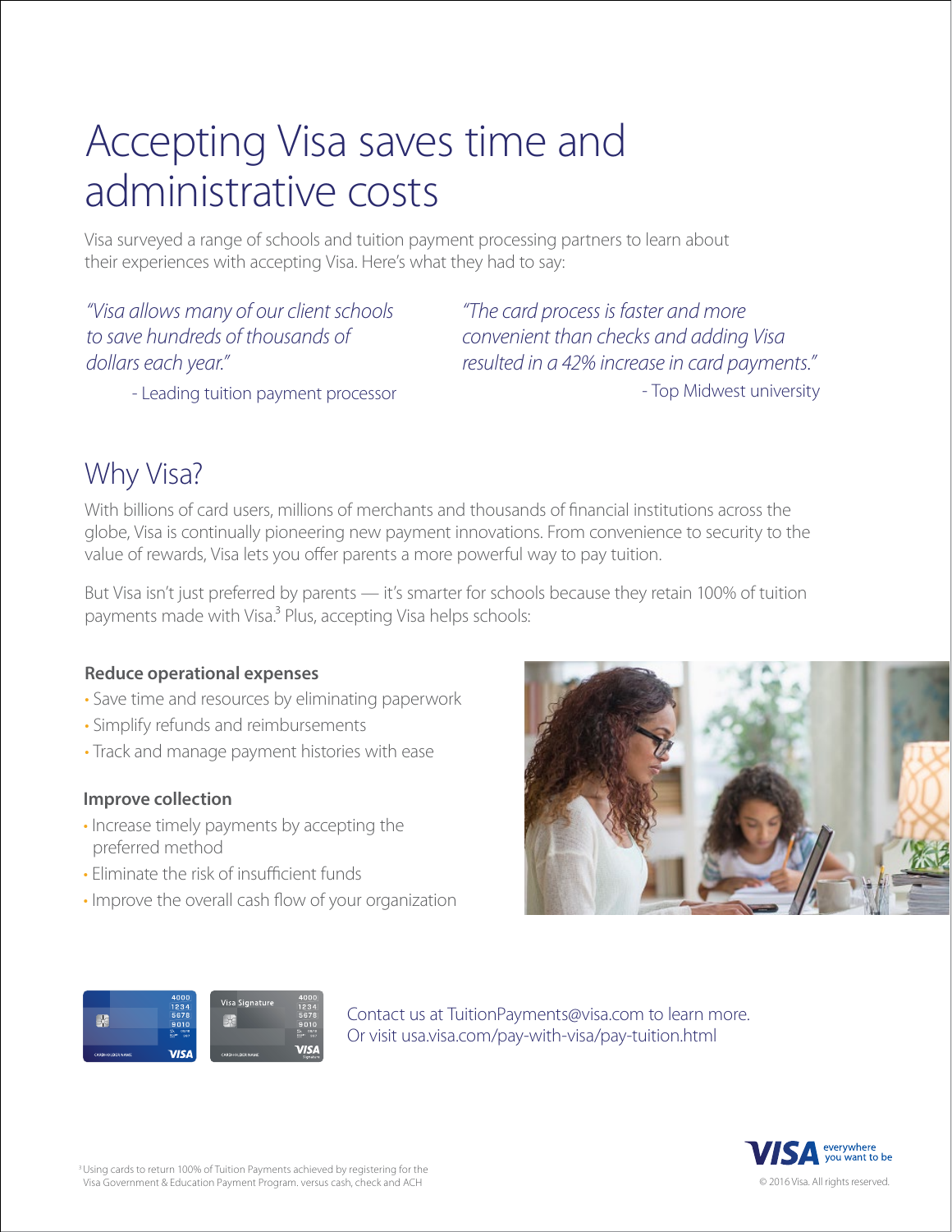# Accepting Visa saves time and administrative costs

Visa surveyed a range of schools and tuition payment processing partners to learn about their experiences with accepting Visa. Here's what they had to say:

*"Visa allows many of our client schools to save hundreds of thousands of dollars each year."*

- Leading tuition payment processor

*"The card process is faster and more convenient than checks and adding Visa resulted in a 42% increase in card payments."*

- Top Midwest university

## Why Visa?

With billions of card users, millions of merchants and thousands of financial institutions across the globe, Visa is continually pioneering new payment innovations. From convenience to security to the value of rewards, Visa lets you offer parents a more powerful way to pay tuition.

But Visa isn't just preferred by parents — it's smarter for schools because they retain 100% of tuition payments made with Visa.[3] Plus, accepting Visa helps schools:

**Reduce operational expenses**

- Save time and resources by eliminating paperwork
- Simplify refunds and reimbursements
- Track and manage payment histories with ease

**Improve collection**

- Increase timely payments by accepting the preferred method
- Eliminate the risk of insufficient funds
- Improve the overall cash flow of your organization

Contact us at TuitionPayments@visa.com to learn more.
Or visit usa.visa.com/pay-with-visa/pay-tuition.html

[3] Using cards to return 100% of Tuition Payments achieved by registering for the Visa Government & Education Payment Program. versus cash, check and ACH

© 2016 Visa. All rights reserved.